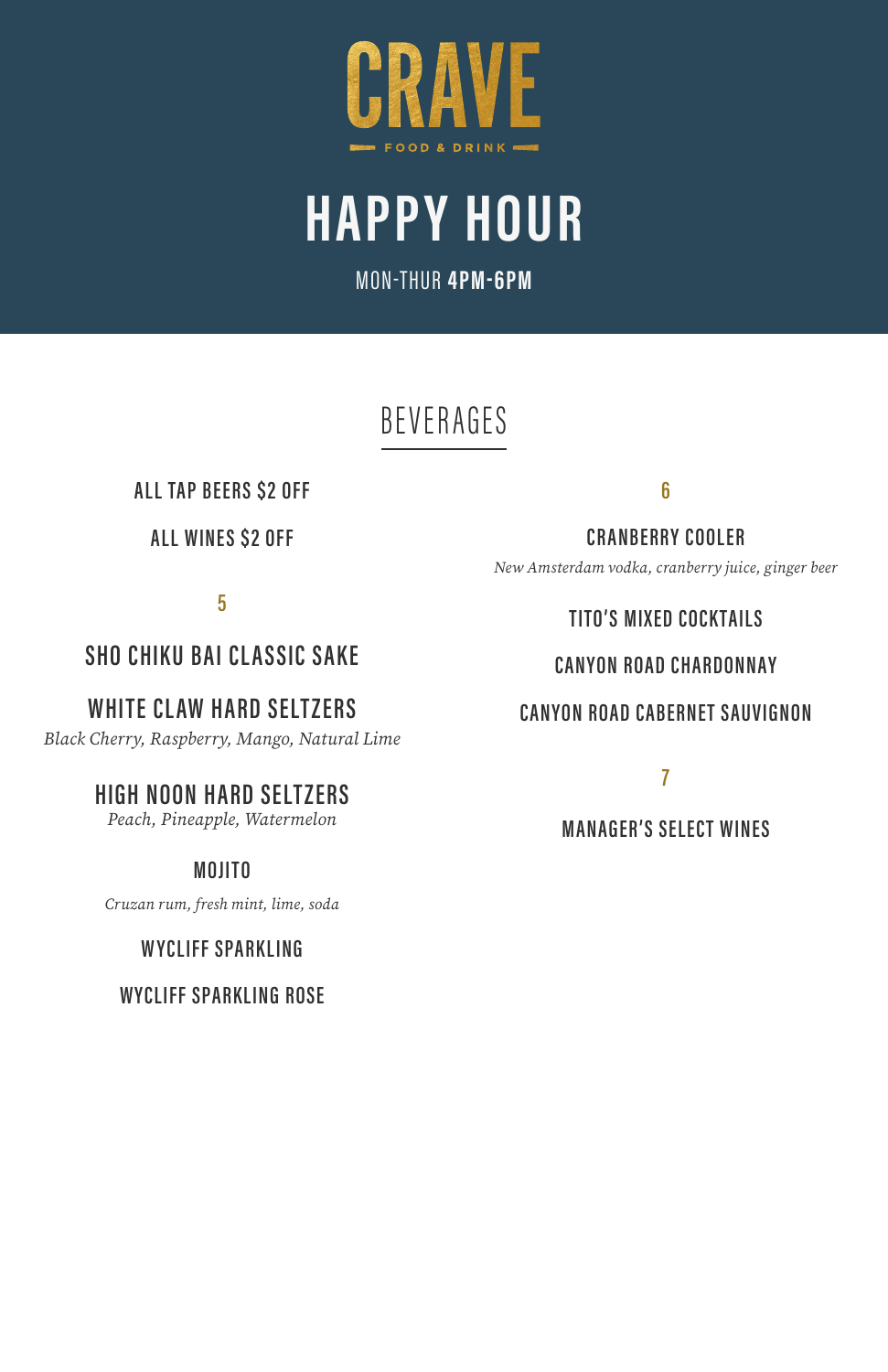# CRAVE

FOOD & DRINK

# HAPPY HOUR

MON-THUR **4PM-6PM**

## BEVERAGES

ALL TAP BEERS $2 OFF

ALL WINES $2 OFF

### 5

SHO CHIKU BAI CLASSIC SAKE

WHITE CLAW HARD SELTZERS
*Black Cherry, Raspberry, Mango, Natural Lime*

HIGH NOON HARD SELTZERS
*Peach, Pineapple, Watermelon*

MOJITO
*Cruzan rum, fresh mint, lime, soda*

WYCLIFF SPARKLING

WYCLIFF SPARKLING ROSE

### 6

CRANBERRY COOLER
*New Amsterdam vodka, cranberry juice, ginger beer*

TITO'S MIXED COCKTAILS

CANYON ROAD CHARDONNAY

CANYON ROAD CABERNET SAUVIGNON

### 7

MANAGER'S SELECT WINES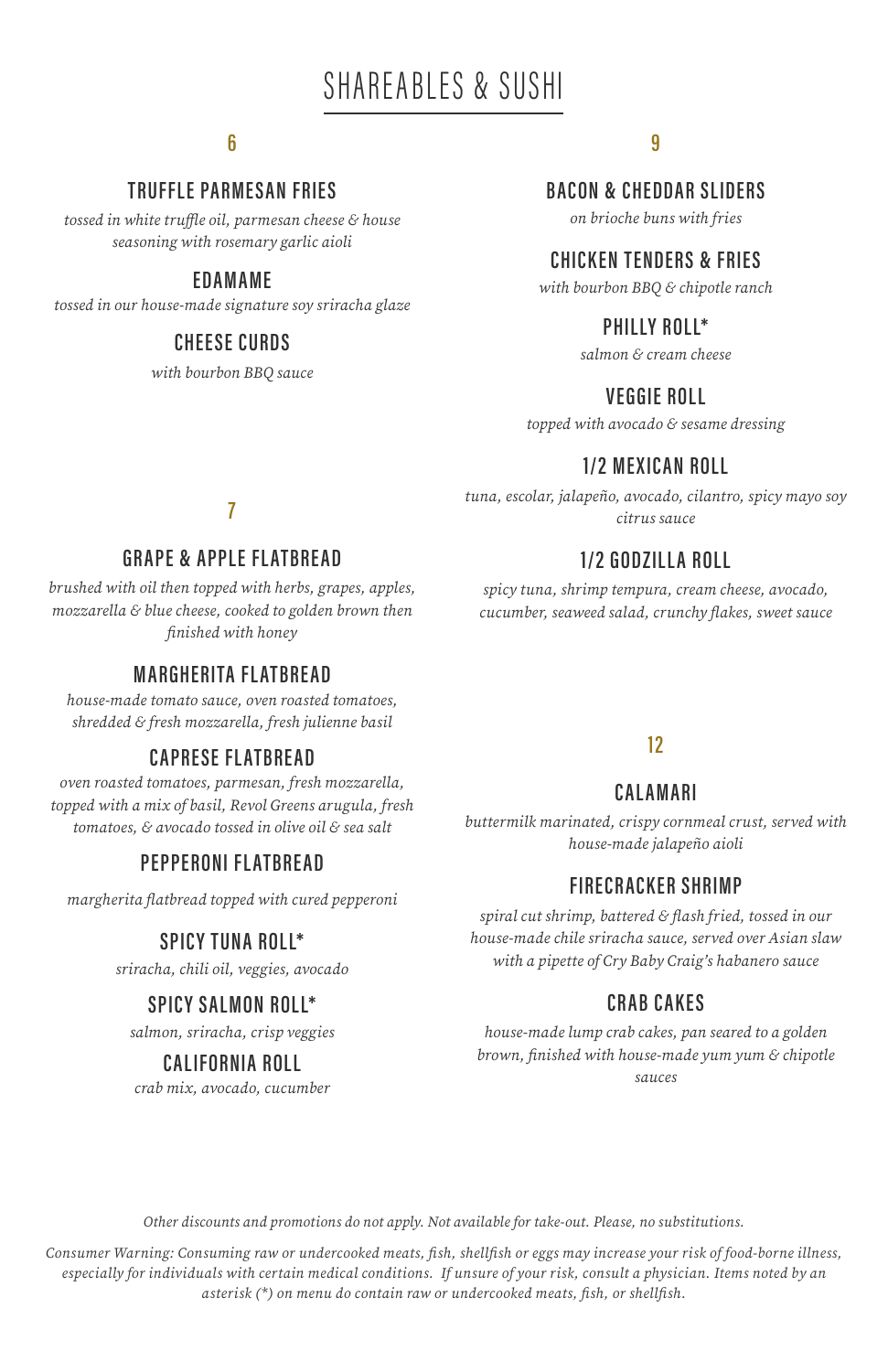# SHAREABLES & SUSHI

## 6

### TRUFFLE PARMESAN FRIES
*tossed in white truffle oil, parmesan cheese & house seasoning with rosemary garlic aioli*

### EDAMAME
*tossed in our house-made signature soy sriracha glaze*

### CHEESE CURDS
*with bourbon BBQ sauce*

## 7

### GRAPE & APPLE FLATBREAD
*brushed with oil then topped with herbs, grapes, apples, mozzarella & blue cheese, cooked to golden brown then finished with honey*

### MARGHERITA FLATBREAD
*house-made tomato sauce, oven roasted tomatoes, shredded & fresh mozzarella, fresh julienne basil*

### CAPRESE FLATBREAD
*oven roasted tomatoes, parmesan, fresh mozzarella, topped with a mix of basil, Revol Greens arugula, fresh tomatoes, & avocado tossed in olive oil & sea salt*

### PEPPERONI FLATBREAD
*margherita flatbread topped with cured pepperoni*

### SPICY TUNA ROLL*
*sriracha, chili oil, veggies, avocado*

### SPICY SALMON ROLL*
*salmon, sriracha, crisp veggies*

### CALIFORNIA ROLL
*crab mix, avocado, cucumber*

## 9

### BACON & CHEDDAR SLIDERS
*on brioche buns with fries*

### CHICKEN TENDERS & FRIES
*with bourbon BBQ & chipotle ranch*

### PHILLY ROLL*
*salmon & cream cheese*

### VEGGIE ROLL
*topped with avocado & sesame dressing*

### 1/2 MEXICAN ROLL
*tuna, escolar, jalapeño, avocado, cilantro, spicy mayo soy citrus sauce*

### 1/2 GODZILLA ROLL
*spicy tuna, shrimp tempura, cream cheese, avocado, cucumber, seaweed salad, crunchy flakes, sweet sauce*

## 12

### CALAMARI
*buttermilk marinated, crispy cornmeal crust, served with house-made jalapeño aioli*

### FIRECRACKER SHRIMP
*spiral cut shrimp, battered & flash fried, tossed in our house-made chile sriracha sauce, served over Asian slaw with a pipette of Cry Baby Craig's habanero sauce*

### CRAB CAKES
*house-made lump crab cakes, pan seared to a golden brown, finished with house-made yum yum & chipotle sauces*

*Other discounts and promotions do not apply. Not available for take-out. Please, no substitutions.*

*Consumer Warning: Consuming raw or undercooked meats, fish, shellfish or eggs may increase your risk of food-borne illness, especially for individuals with certain medical conditions. If unsure of your risk, consult a physician. Items noted by an asterisk (*) on menu do contain raw or undercooked meats, fish, or shellfish.*